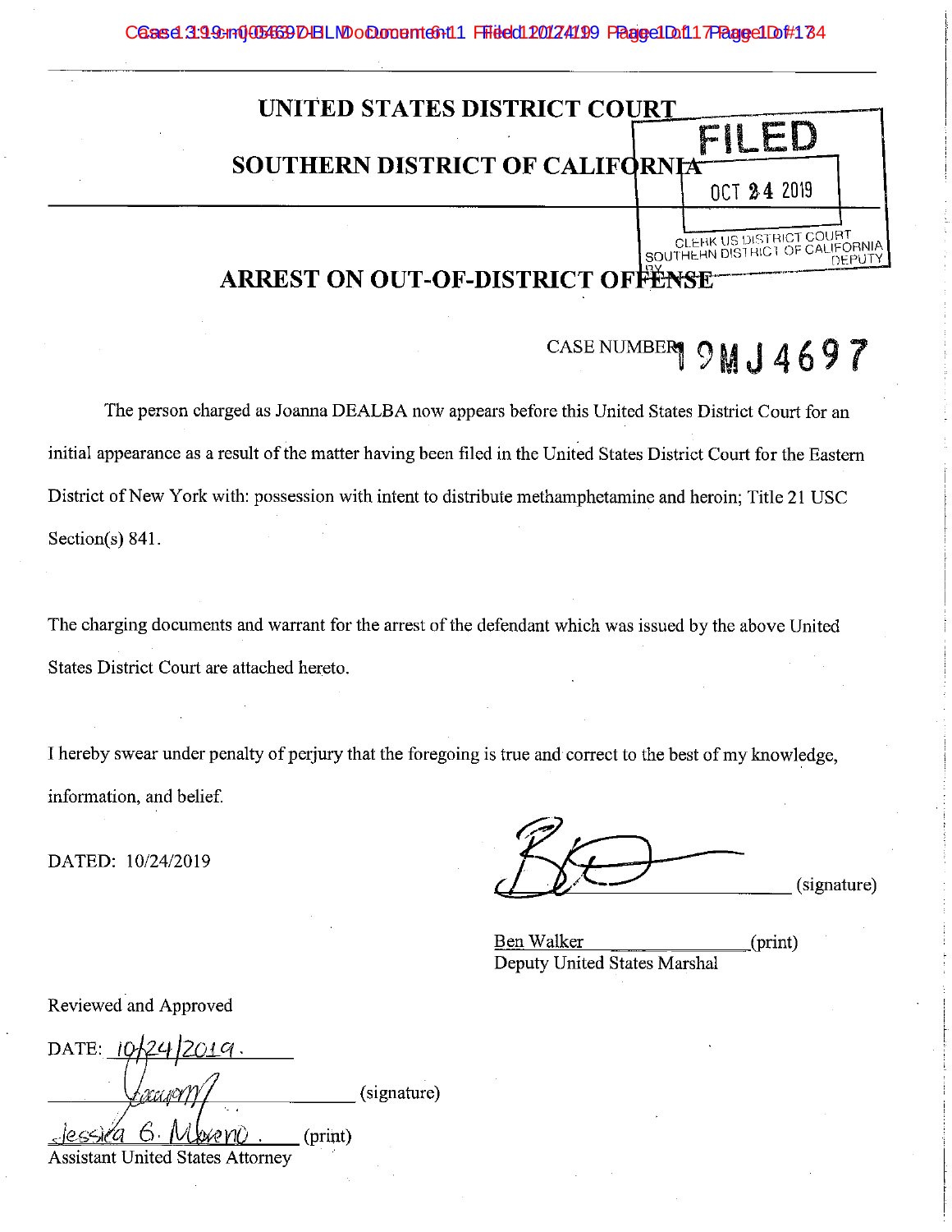# UNITED STATES DISTRICT COURT

## SOUTHERN DISTRICT OF CALIFORNIA

FILED
OCT 24 2019
CLERK US DISTRICT COURT
SOUTHERN DISTRICT OF CALIFORNIA
BY DEPUTY

## ARREST ON OUT-OF-DISTRICT OFFENSE

CASE NUMBER 19MJ4697

The person charged as Joanna DEALBA now appears before this United States District Court for an initial appearance as a result of the matter having been filed in the United States District Court for the Eastern District of New York with: possession with intent to distribute methamphetamine and heroin; Title 21 USC Section(s) 841.

The charging documents and warrant for the arrest of the defendant which was issued by the above United States District Court are attached hereto.

I hereby swear under penalty of perjury that the foregoing is true and correct to the best of my knowledge, information, and belief.

DATED: 10/24/2019

_______________ (signature)

Ben Walker (print)
Deputy United States Marshal

Reviewed and Approved

DATE: 10/24/2019.

_______________ (signature)

Jessica G. Moreno. (print)
Assistant United States Attorney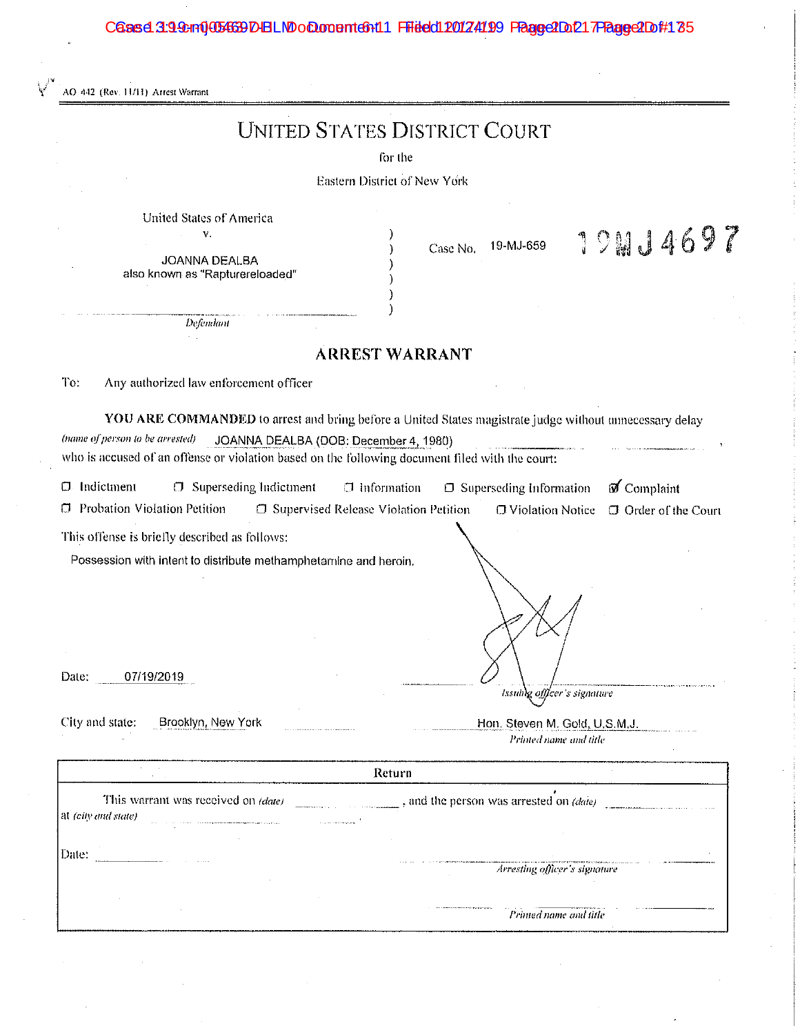AO 442 (Rev. 11/11) Arrest Warrant

# UNITED STATES DISTRICT COURT

for the

Eastern District of New York

United States of America
v.
JOANNA DEALBA
also known as "Raptureloaded"

*Defendant*

Case No. 19-MJ-659

19MJ4697

## ARREST WARRANT

To: Any authorized law enforcement officer

**YOU ARE COMMANDED** to arrest and bring before a United States magistrate judge without unnecessary delay
*(name of person to be arrested)* JOANNA DEALBA (DOB: December 4, 1980),
who is accused of an offense or violation based on the following document filed with the court:

☐ Indictment ☐ Superseding Indictment ☐ Information ☐ Superseding Information ☑ Complaint
☐ Probation Violation Petition ☐ Supervised Release Violation Petition ☐ Violation Notice ☐ Order of the Court

This offense is briefly described as follows:

Possession with intent to distribute methamphetamine and heroin.

Date: 07/19/2019

*Issuing officer's signature*

City and state: Brooklyn, New York

Hon. Steven M. Gold, U.S.M.J.
*Printed name and title*

### Return

This warrant was received on *(date)* \_\_\_\_\_\_\_\_\_\_, and the person was arrested on *(date)* \_\_\_\_\_\_\_\_\_\_
at *(city and state)* \_\_\_\_\_\_\_\_\_\_.

Date: \_\_\_\_\_\_\_\_\_\_

*Arresting officer's signature*

*Printed name and title*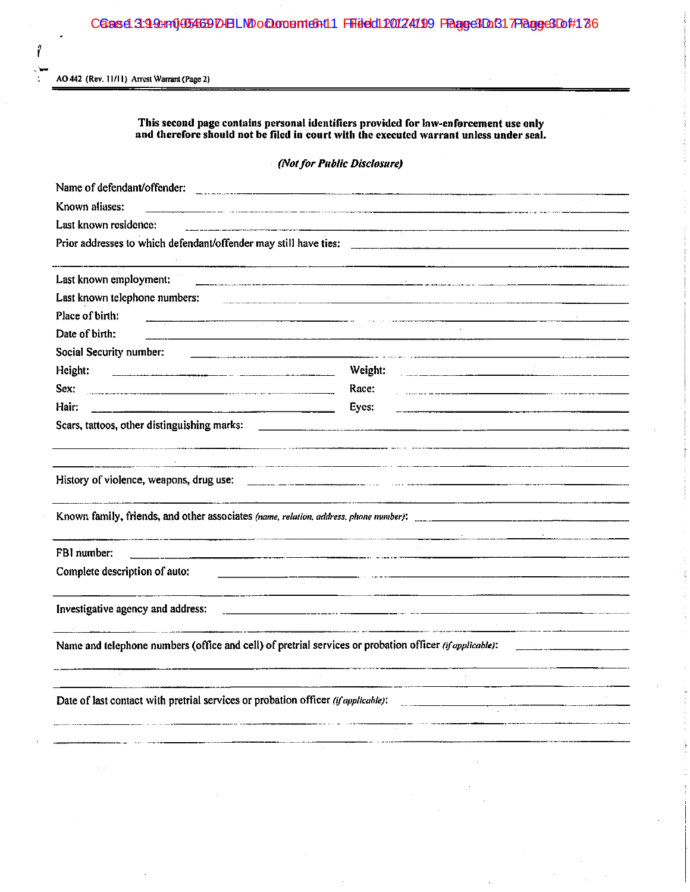AO 442 (Rev. 11/11) Arrest Warrant (Page 2)

**This second page contains personal identifiers provided for law-enforcement use only and therefore should not be filed in court with the executed warrant unless under seal.**

***(Not for Public Disclosure)***

Name of defendant/offender: \_\_\_\_\_\_\_\_\_\_\_\_\_\_\_\_\_\_\_\_\_\_\_\_\_\_\_\_\_\_\_\_\_\_\_\_\_\_\_\_

Known aliases: \_\_\_\_\_\_\_\_\_\_\_\_\_\_\_\_\_\_\_\_\_\_\_\_\_\_\_\_\_\_\_\_\_\_\_\_\_\_\_\_

Last known residence: \_\_\_\_\_\_\_\_\_\_\_\_\_\_\_\_\_\_\_\_\_\_\_\_\_\_\_\_\_\_\_\_\_\_\_\_\_\_\_\_

Prior addresses to which defendant/offender may still have ties: \_\_\_\_\_\_\_\_\_\_\_\_\_\_\_\_\_\_\_\_\_\_\_\_\_\_\_\_\_\_\_\_\_\_\_\_\_\_\_\_

Last known employment: \_\_\_\_\_\_\_\_\_\_\_\_\_\_\_\_\_\_\_\_\_\_\_\_\_\_\_\_\_\_\_\_\_\_\_\_\_\_\_\_

Last known telephone numbers: \_\_\_\_\_\_\_\_\_\_\_\_\_\_\_\_\_\_\_\_\_\_\_\_\_\_\_\_\_\_\_\_\_\_\_\_\_\_\_\_

Place of birth: \_\_\_\_\_\_\_\_\_\_\_\_\_\_\_\_\_\_\_\_\_\_\_\_\_\_\_\_\_\_\_\_\_\_\_\_\_\_\_\_

Date of birth: \_\_\_\_\_\_\_\_\_\_\_\_\_\_\_\_\_\_\_\_\_\_\_\_\_\_\_\_\_\_\_\_\_\_\_\_\_\_\_\_

Social Security number: \_\_\_\_\_\_\_\_\_\_\_\_\_\_\_\_\_\_\_\_\_\_\_\_\_\_\_\_\_\_\_\_\_\_\_\_\_\_\_\_

Height: \_\_\_\_\_\_\_\_\_\_\_\_\_\_\_\_\_\_\_\_ Weight: \_\_\_\_\_\_\_\_\_\_\_\_\_\_\_\_\_\_\_\_

Sex: \_\_\_\_\_\_\_\_\_\_\_\_\_\_\_\_\_\_\_\_ Race: \_\_\_\_\_\_\_\_\_\_\_\_\_\_\_\_\_\_\_\_

Hair: \_\_\_\_\_\_\_\_\_\_\_\_\_\_\_\_\_\_\_\_ Eyes: \_\_\_\_\_\_\_\_\_\_\_\_\_\_\_\_\_\_\_\_

Scars, tattoos, other distinguishing marks: \_\_\_\_\_\_\_\_\_\_\_\_\_\_\_\_\_\_\_\_\_\_\_\_\_\_\_\_\_\_\_\_\_\_\_\_\_\_\_\_

History of violence, weapons, drug use: \_\_\_\_\_\_\_\_\_\_\_\_\_\_\_\_\_\_\_\_\_\_\_\_\_\_\_\_\_\_\_\_\_\_\_\_\_\_\_\_

Known family, friends, and other associates *(name, relation, address, phone number)*: \_\_\_\_\_\_\_\_\_\_\_\_\_\_\_\_\_\_\_\_\_\_\_\_\_\_\_\_\_\_\_\_\_\_\_\_\_\_\_\_

FBI number: \_\_\_\_\_\_\_\_\_\_\_\_\_\_\_\_\_\_\_\_\_\_\_\_\_\_\_\_\_\_\_\_\_\_\_\_\_\_\_\_

Complete description of auto: \_\_\_\_\_\_\_\_\_\_\_\_\_\_\_\_\_\_\_\_\_\_\_\_\_\_\_\_\_\_\_\_\_\_\_\_\_\_\_\_

Investigative agency and address: \_\_\_\_\_\_\_\_\_\_\_\_\_\_\_\_\_\_\_\_\_\_\_\_\_\_\_\_\_\_\_\_\_\_\_\_\_\_\_\_

Name and telephone numbers (office and cell) of pretrial services or probation officer *(if applicable)*: \_\_\_\_\_\_\_\_\_\_\_\_\_\_\_\_\_\_\_\_

Date of last contact with pretrial services or probation officer *(if applicable)*: \_\_\_\_\_\_\_\_\_\_\_\_\_\_\_\_\_\_\_\_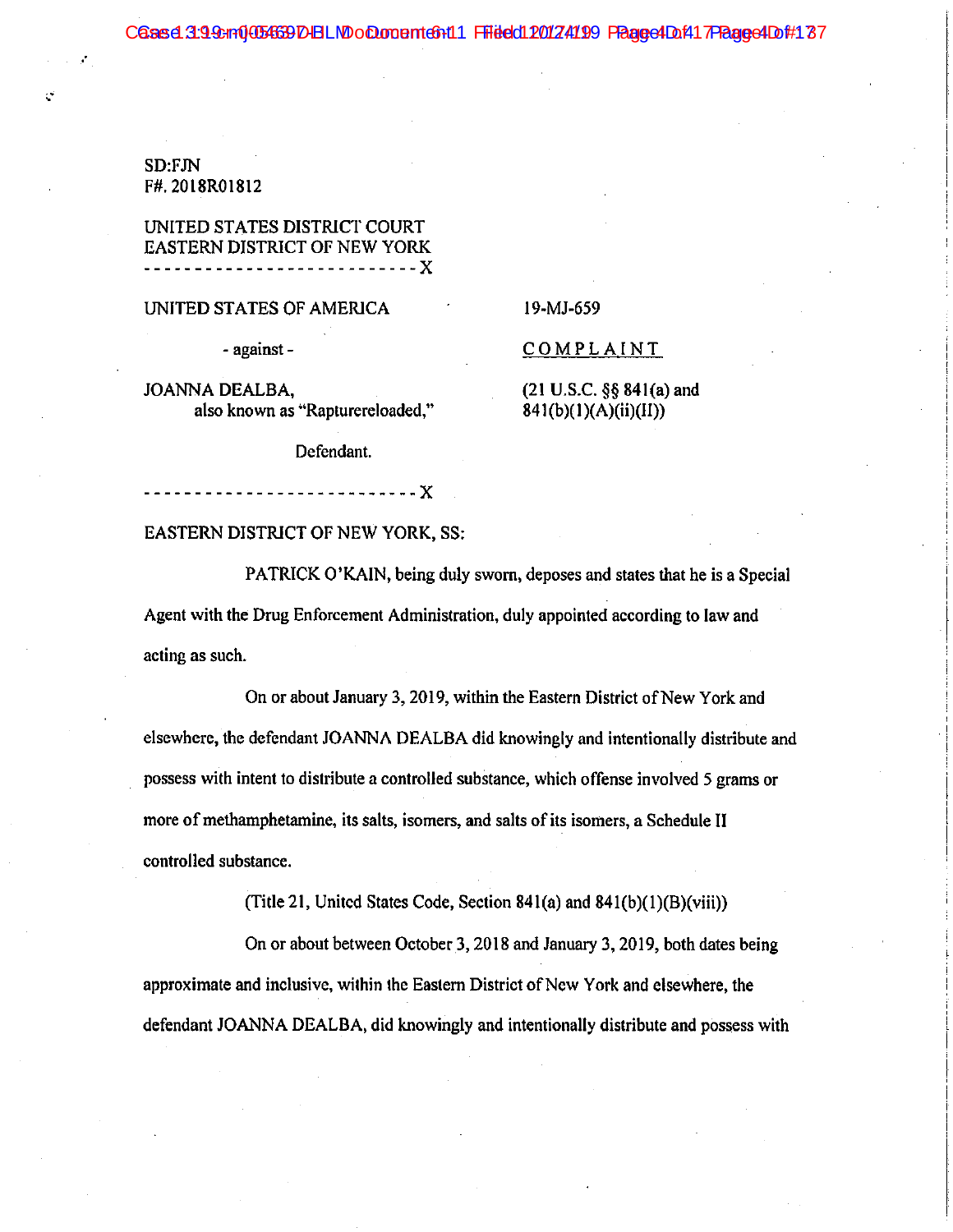SD:FJN
F#. 2018R01812

UNITED STATES DISTRICT COURT
EASTERN DISTRICT OF NEW YORK
- - - - - - - - - - - - - - - - - - - - - - - - - - X

UNITED STATES OF AMERICA

- against -

JOANNA DEALBA,
also known as "Raptureloaded,"

Defendant.

- - - - - - - - - - - - - - - - - - - - - - - - - - X

19-MJ-659

COMPLAINT

(21 U.S.C. §§ 841(a) and 841(b)(1)(A)(ii)(II))

EASTERN DISTRICT OF NEW YORK, SS:

PATRICK O'KAIN, being duly sworn, deposes and states that he is a Special Agent with the Drug Enforcement Administration, duly appointed according to law and acting as such.

On or about January 3, 2019, within the Eastern District of New York and elsewhere, the defendant JOANNA DEALBA did knowingly and intentionally distribute and possess with intent to distribute a controlled substance, which offense involved 5 grams or more of methamphetamine, its salts, isomers, and salts of its isomers, a Schedule II controlled substance.

(Title 21, United States Code, Section 841(a) and 841(b)(1)(B)(viii))

On or about between October 3, 2018 and January 3, 2019, both dates being approximate and inclusive, within the Eastern District of New York and elsewhere, the defendant JOANNA DEALBA, did knowingly and intentionally distribute and possess with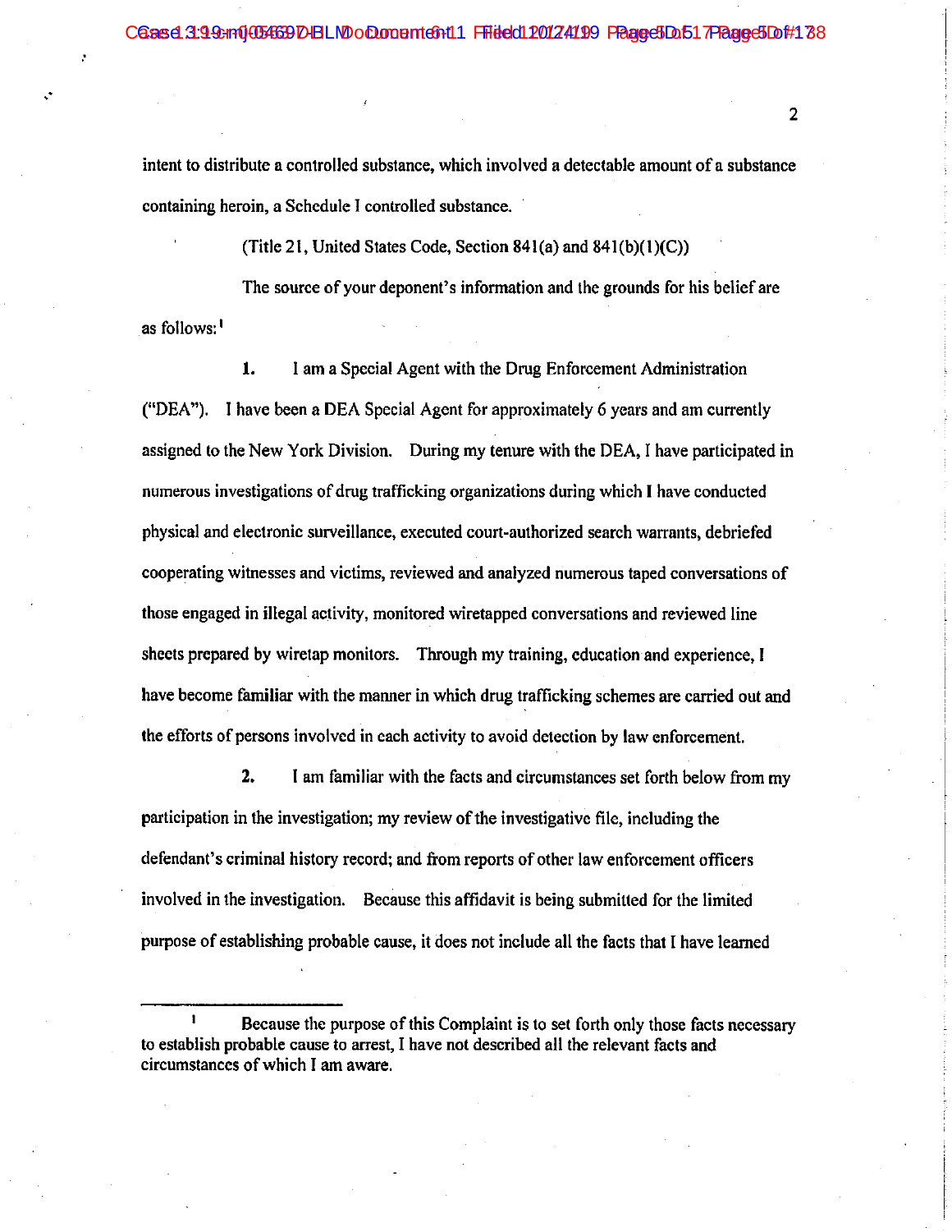intent to distribute a controlled substance, which involved a detectable amount of a substance containing heroin, a Schedule I controlled substance.

(Title 21, United States Code, Section 841(a) and 841(b)(1)(C))

The source of your deponent's information and the grounds for his belief are as follows:[1]

1. I am a Special Agent with the Drug Enforcement Administration ("DEA"). I have been a DEA Special Agent for approximately 6 years and am currently assigned to the New York Division. During my tenure with the DEA, I have participated in numerous investigations of drug trafficking organizations during which I have conducted physical and electronic surveillance, executed court-authorized search warrants, debriefed cooperating witnesses and victims, reviewed and analyzed numerous taped conversations of those engaged in illegal activity, monitored wiretapped conversations and reviewed line sheets prepared by wiretap monitors. Through my training, education and experience, I have become familiar with the manner in which drug trafficking schemes are carried out and the efforts of persons involved in each activity to avoid detection by law enforcement.

2. I am familiar with the facts and circumstances set forth below from my participation in the investigation; my review of the investigative file, including the defendant's criminal history record; and from reports of other law enforcement officers involved in the investigation. Because this affidavit is being submitted for the limited purpose of establishing probable cause, it does not include all the facts that I have learned

[1] Because the purpose of this Complaint is to set forth only those facts necessary to establish probable cause to arrest, I have not described all the relevant facts and circumstances of which I am aware.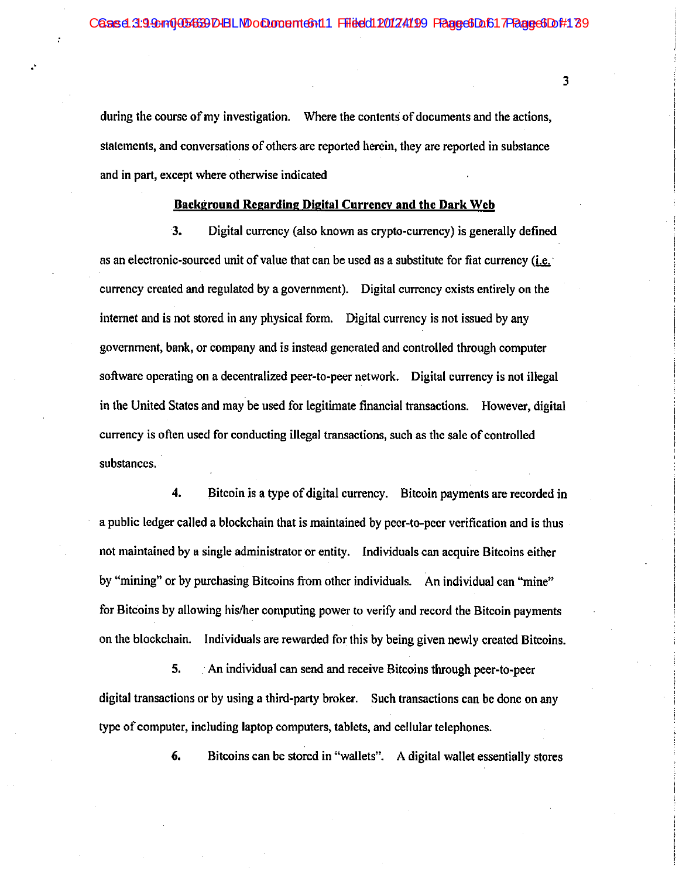during the course of my investigation. Where the contents of documents and the actions, statements, and conversations of others are reported herein, they are reported in substance and in part, except where otherwise indicated

## Background Regarding Digital Currency and the Dark Web

3. Digital currency (also known as crypto-currency) is generally defined as an electronic-sourced unit of value that can be used as a substitute for fiat currency (i.e. currency created and regulated by a government). Digital currency exists entirely on the internet and is not stored in any physical form. Digital currency is not issued by any government, bank, or company and is instead generated and controlled through computer software operating on a decentralized peer-to-peer network. Digital currency is not illegal in the United States and may be used for legitimate financial transactions. However, digital currency is often used for conducting illegal transactions, such as the sale of controlled substances.

4. Bitcoin is a type of digital currency. Bitcoin payments are recorded in a public ledger called a blockchain that is maintained by peer-to-peer verification and is thus not maintained by a single administrator or entity. Individuals can acquire Bitcoins either by "mining" or by purchasing Bitcoins from other individuals. An individual can "mine" for Bitcoins by allowing his/her computing power to verify and record the Bitcoin payments on the blockchain. Individuals are rewarded for this by being given newly created Bitcoins.

5. An individual can send and receive Bitcoins through peer-to-peer digital transactions or by using a third-party broker. Such transactions can be done on any type of computer, including laptop computers, tablets, and cellular telephones.

6. Bitcoins can be stored in "wallets". A digital wallet essentially stores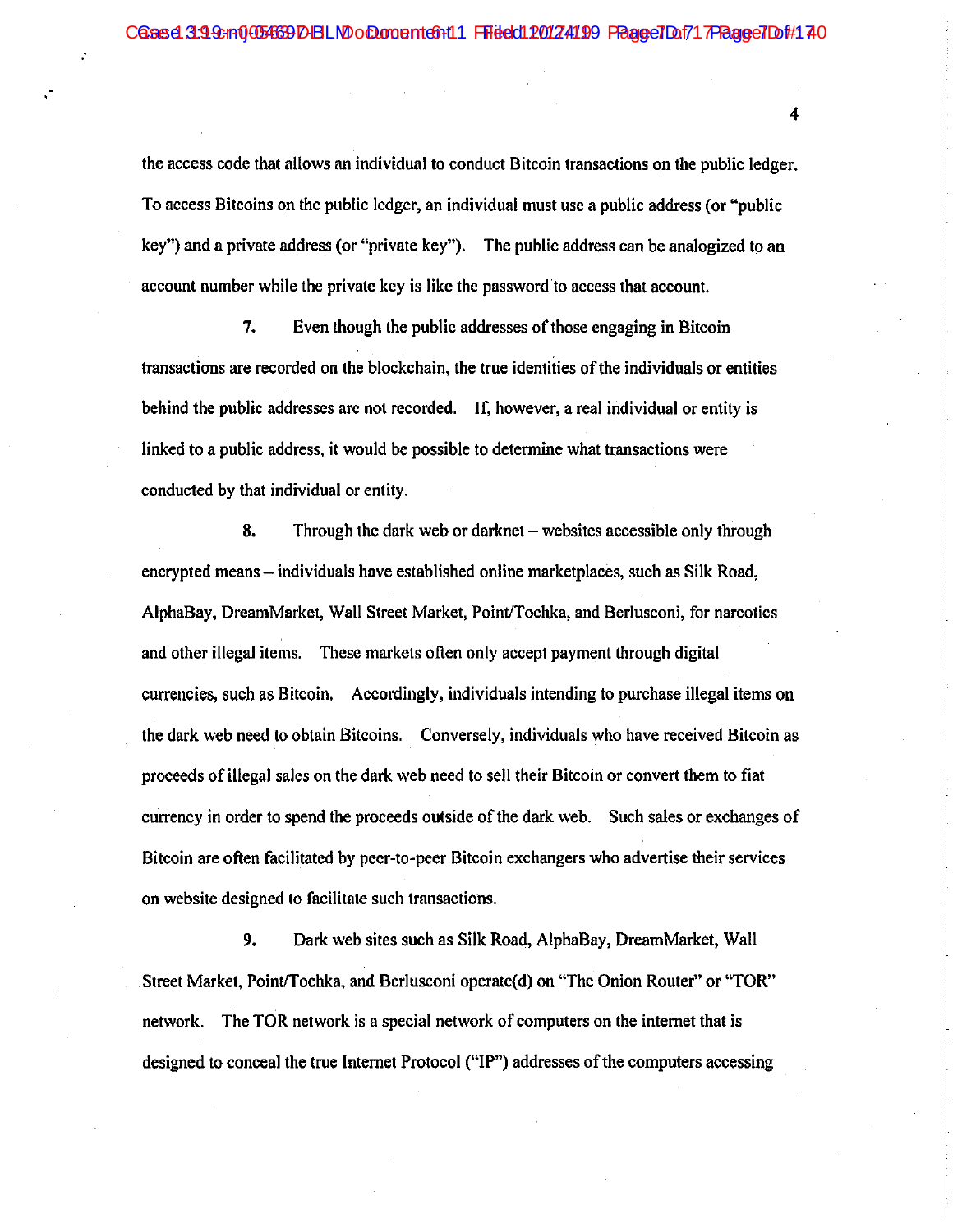the access code that allows an individual to conduct Bitcoin transactions on the public ledger. To access Bitcoins on the public ledger, an individual must use a public address (or "public key") and a private address (or "private key"). The public address can be analogized to an account number while the private key is like the password to access that account.

7. Even though the public addresses of those engaging in Bitcoin transactions are recorded on the blockchain, the true identities of the individuals or entities behind the public addresses are not recorded. If, however, a real individual or entity is linked to a public address, it would be possible to determine what transactions were conducted by that individual or entity.

8. Through the dark web or darknet – websites accessible only through encrypted means – individuals have established online marketplaces, such as Silk Road, AlphaBay, DreamMarket, Wall Street Market, Point/Tochka, and Berlusconi, for narcotics and other illegal items. These markets often only accept payment through digital currencies, such as Bitcoin. Accordingly, individuals intending to purchase illegal items on the dark web need to obtain Bitcoins. Conversely, individuals who have received Bitcoin as proceeds of illegal sales on the dark web need to sell their Bitcoin or convert them to fiat currency in order to spend the proceeds outside of the dark web. Such sales or exchanges of Bitcoin are often facilitated by peer-to-peer Bitcoin exchangers who advertise their services on website designed to facilitate such transactions.

9. Dark web sites such as Silk Road, AlphaBay, DreamMarket, Wall Street Market, Point/Tochka, and Berlusconi operate(d) on "The Onion Router" or "TOR" network. The TOR network is a special network of computers on the internet that is designed to conceal the true Internet Protocol ("IP") addresses of the computers accessing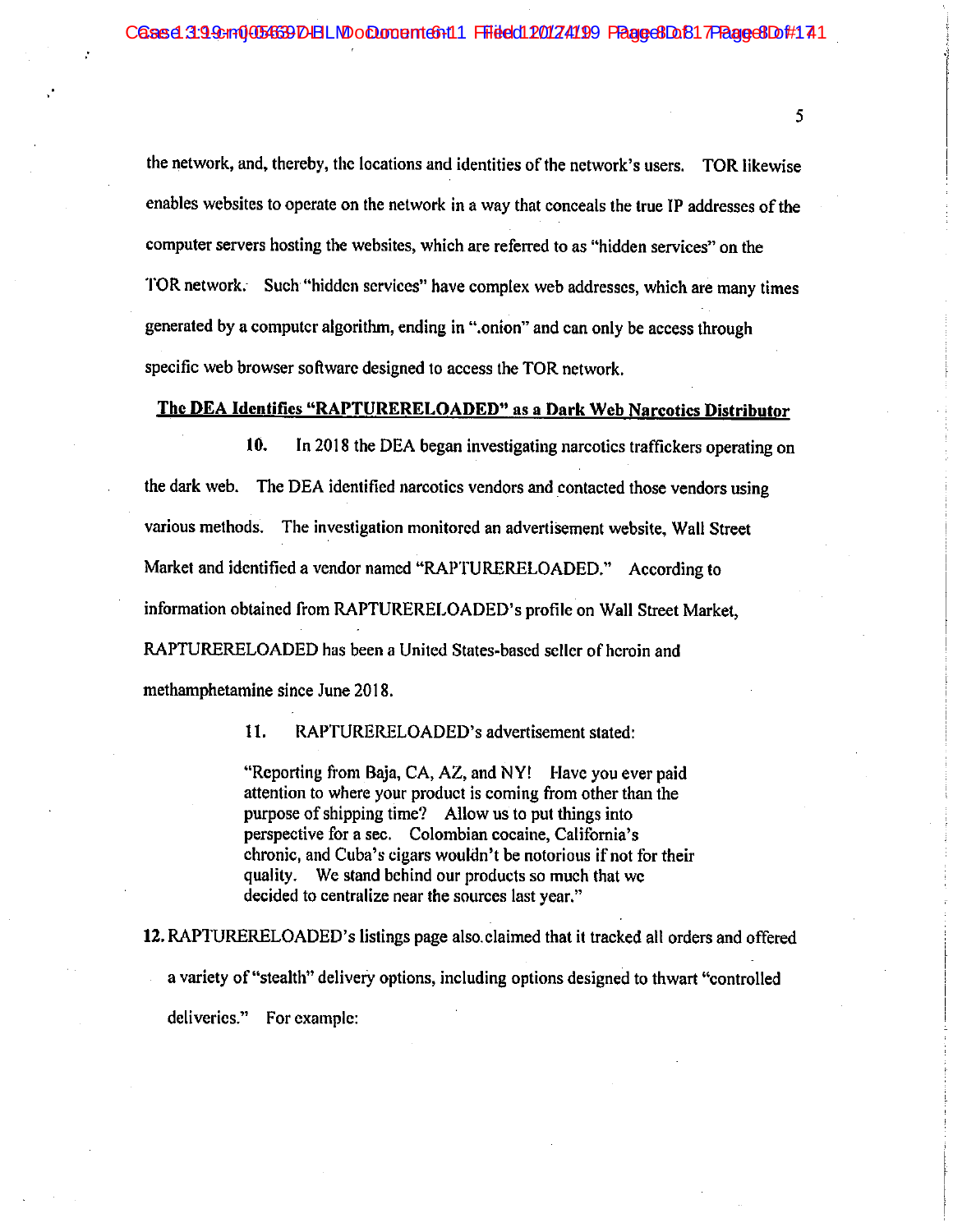the network, and, thereby, the locations and identities of the network's users. TOR likewise enables websites to operate on the network in a way that conceals the true IP addresses of the computer servers hosting the websites, which are referred to as "hidden services" on the TOR network. Such "hidden services" have complex web addresses, which are many times generated by a computer algorithm, ending in ".onion" and can only be access through specific web browser software designed to access the TOR network.

## The DEA Identifies "RAPTURERELOADED" as a Dark Web Narcotics Distributor

**10.** In 2018 the DEA began investigating narcotics traffickers operating on the dark web. The DEA identified narcotics vendors and contacted those vendors using various methods. The investigation monitored an advertisement website, Wall Street Market and identified a vendor named "RAPTURERELOADED." According to information obtained from RAPTURERELOADED's profile on Wall Street Market, RAPTURERELOADED has been a United States-based seller of heroin and methamphetamine since June 2018.

11. RAPTURERELOADED's advertisement stated:

> "Reporting from Baja, CA, AZ, and NY! Have you ever paid attention to where your product is coming from other than the purpose of shipping time? Allow us to put things into perspective for a sec. Colombian cocaine, California's chronic, and Cuba's cigars wouldn't be notorious if not for their quality. We stand behind our products so much that we decided to centralize near the sources last year."

**12.** RAPTURERELOADED's listings page also claimed that it tracked all orders and offered a variety of "stealth" delivery options, including options designed to thwart "controlled deliveries." For example: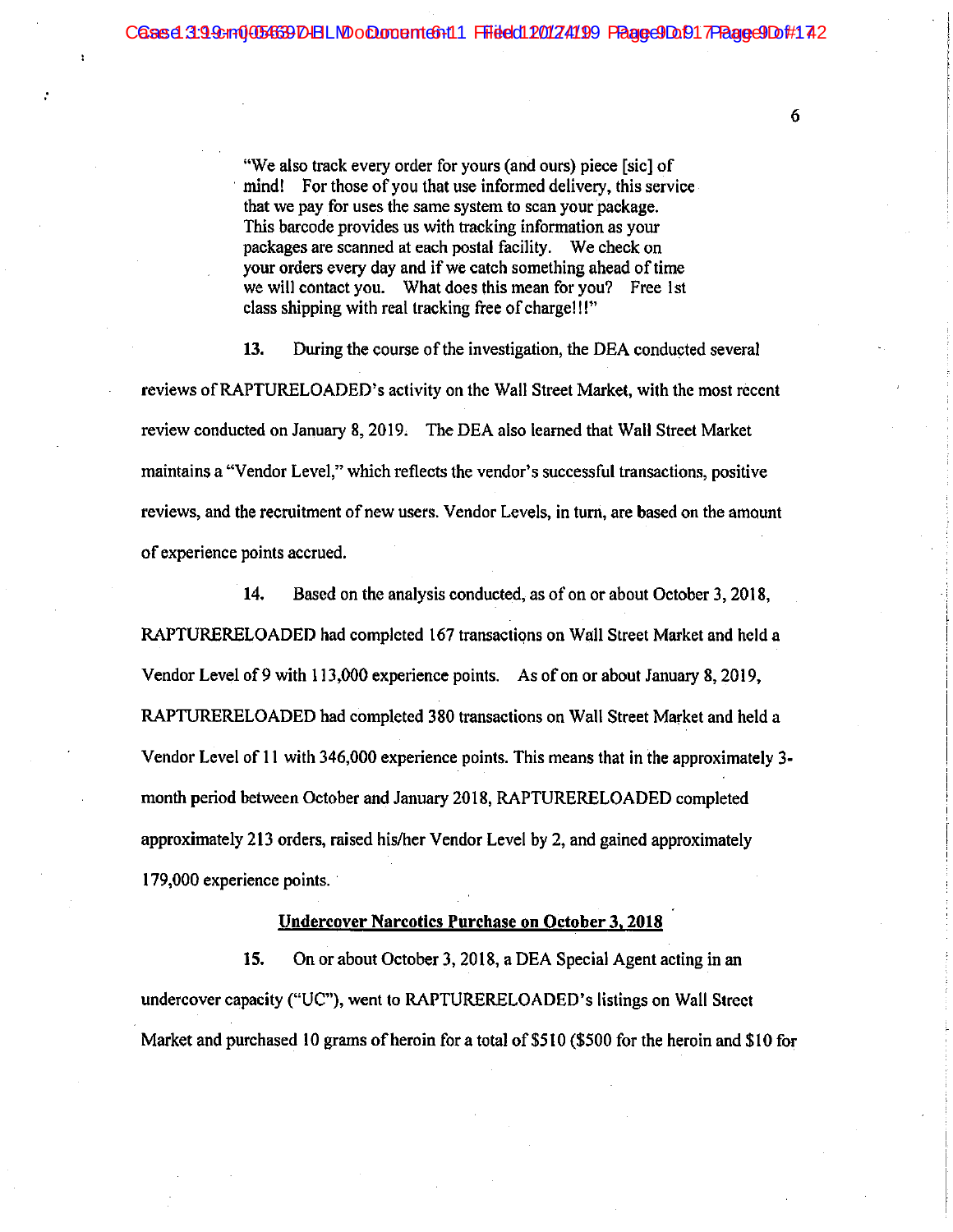"We also track every order for yours (and ours) piece [sic] of mind! For those of you that use informed delivery, this service that we pay for uses the same system to scan your package. This barcode provides us with tracking information as your packages are scanned at each postal facility. We check on your orders every day and if we catch something ahead of time we will contact you. What does this mean for you? Free 1st class shipping with real tracking free of charge!!!"

**13.** During the course of the investigation, the DEA conducted several reviews of RAPTURELOADED's activity on the Wall Street Market, with the most recent review conducted on January 8, 2019. The DEA also learned that Wall Street Market maintains a "Vendor Level," which reflects the vendor's successful transactions, positive reviews, and the recruitment of new users. Vendor Levels, in turn, are based on the amount of experience points accrued.

**14.** Based on the analysis conducted, as of on or about October 3, 2018, RAPTURERELOADED had completed 167 transactions on Wall Street Market and held a Vendor Level of 9 with 113,000 experience points. As of on or about January 8, 2019, RAPTURERELOADED had completed 380 transactions on Wall Street Market and held a Vendor Level of 11 with 346,000 experience points. This means that in the approximately 3-month period between October and January 2018, RAPTURERELOADED completed approximately 213 orders, raised his/her Vendor Level by 2, and gained approximately 179,000 experience points.

**Undercover Narcotics Purchase on October 3, 2018**

**15.** On or about October 3, 2018, a DEA Special Agent acting in an undercover capacity ("UC"), went to RAPTURERELOADED's listings on Wall Street Market and purchased 10 grams of heroin for a total of $510 ($500 for the heroin and $10 for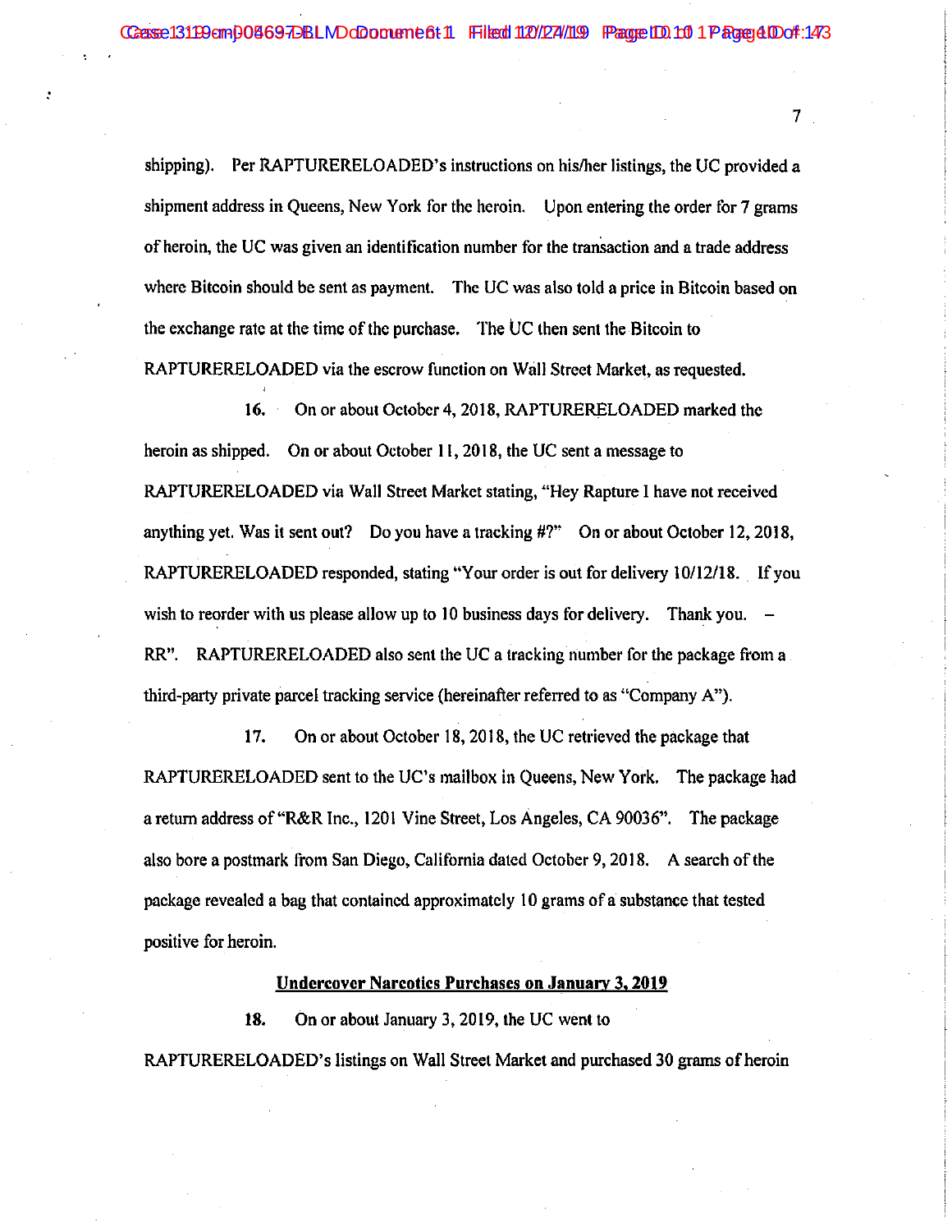shipping). Per RAPTURERELOADED's instructions on his/her listings, the UC provided a shipment address in Queens, New York for the heroin. Upon entering the order for 7 grams of heroin, the UC was given an identification number for the transaction and a trade address where Bitcoin should be sent as payment. The UC was also told a price in Bitcoin based on the exchange rate at the time of the purchase. The UC then sent the Bitcoin to RAPTURERELOADED via the escrow function on Wall Street Market, as requested.

16. On or about October 4, 2018, RAPTURERELOADED marked the heroin as shipped. On or about October 11, 2018, the UC sent a message to RAPTURERELOADED via Wall Street Market stating, "Hey Rapture I have not received anything yet. Was it sent out? Do you have a tracking #?" On or about October 12, 2018, RAPTURERELOADED responded, stating "Your order is out for delivery 10/12/18. If you wish to reorder with us please allow up to 10 business days for delivery. Thank you. – RR". RAPTURERELOADED also sent the UC a tracking number for the package from a third-party private parcel tracking service (hereinafter referred to as "Company A").

17. On or about October 18, 2018, the UC retrieved the package that RAPTURERELOADED sent to the UC's mailbox in Queens, New York. The package had a return address of "R&R Inc., 1201 Vine Street, Los Angeles, CA 90036". The package also bore a postmark from San Diego, California dated October 9, 2018. A search of the package revealed a bag that contained approximately 10 grams of a substance that tested positive for heroin.

**Undercover Narcotics Purchases on January 3, 2019**

18. On or about January 3, 2019, the UC went to RAPTURERELOADED's listings on Wall Street Market and purchased 30 grams of heroin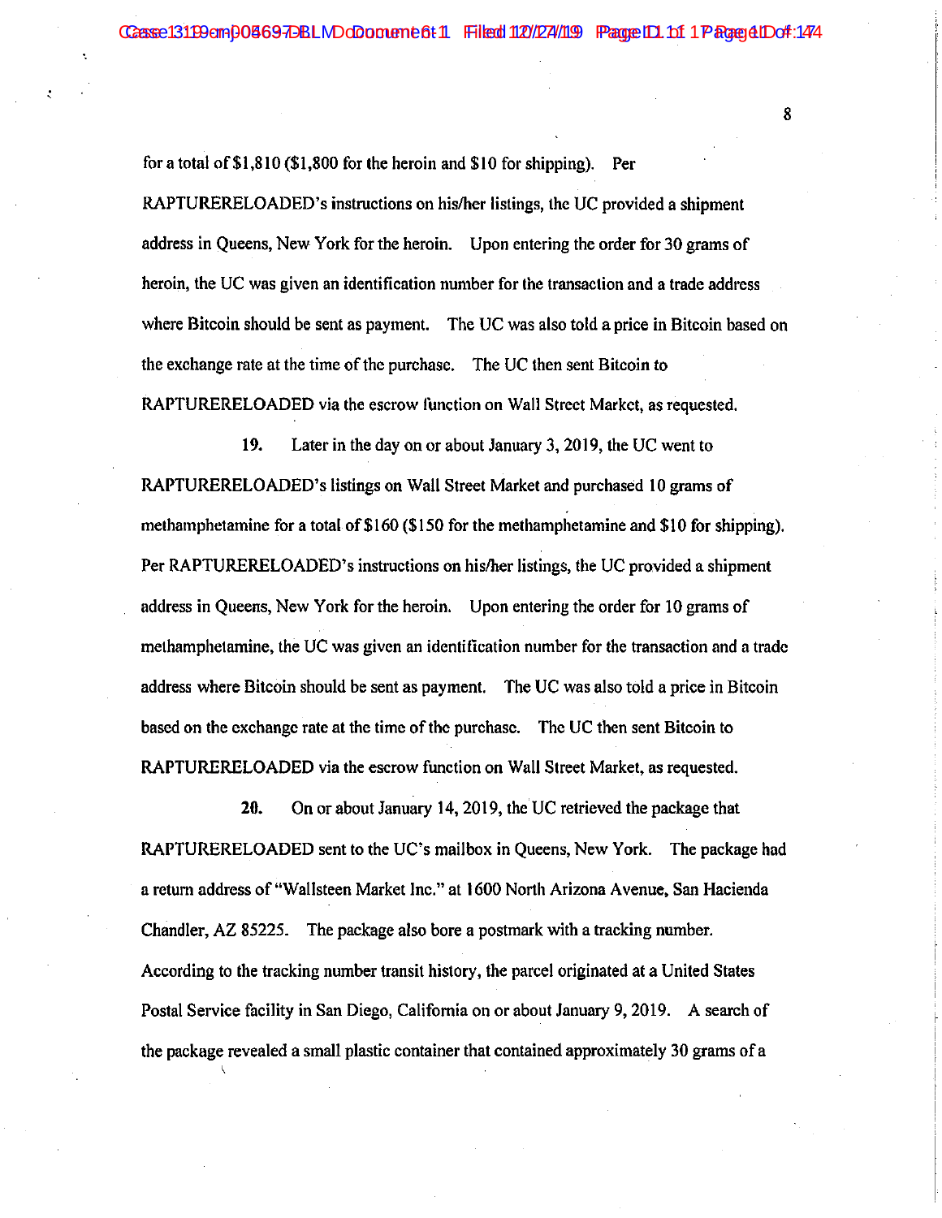for a total of $1,810 ($1,800 for the heroin and $10 for shipping). Per RAPTURERELOADED's instructions on his/her listings, the UC provided a shipment address in Queens, New York for the heroin. Upon entering the order for 30 grams of heroin, the UC was given an identification number for the transaction and a trade address where Bitcoin should be sent as payment. The UC was also told a price in Bitcoin based on the exchange rate at the time of the purchase. The UC then sent Bitcoin to RAPTURERELOADED via the escrow function on Wall Street Market, as requested.

19. Later in the day on or about January 3, 2019, the UC went to RAPTURERELOADED's listings on Wall Street Market and purchased 10 grams of methamphetamine for a total of $160 ($150 for the methamphetamine and $10 for shipping). Per RAPTURERELOADED's instructions on his/her listings, the UC provided a shipment address in Queens, New York for the heroin. Upon entering the order for 10 grams of methamphetamine, the UC was given an identification number for the transaction and a trade address where Bitcoin should be sent as payment. The UC was also told a price in Bitcoin based on the exchange rate at the time of the purchase. The UC then sent Bitcoin to RAPTURERELOADED via the escrow function on Wall Street Market, as requested.

20. On or about January 14, 2019, the UC retrieved the package that RAPTURERELOADED sent to the UC's mailbox in Queens, New York. The package had a return address of "Wallsteen Market Inc." at 1600 North Arizona Avenue, San Hacienda Chandler, AZ 85225. The package also bore a postmark with a tracking number. According to the tracking number transit history, the parcel originated at a United States Postal Service facility in San Diego, California on or about January 9, 2019. A search of the package revealed a small plastic container that contained approximately 30 grams of a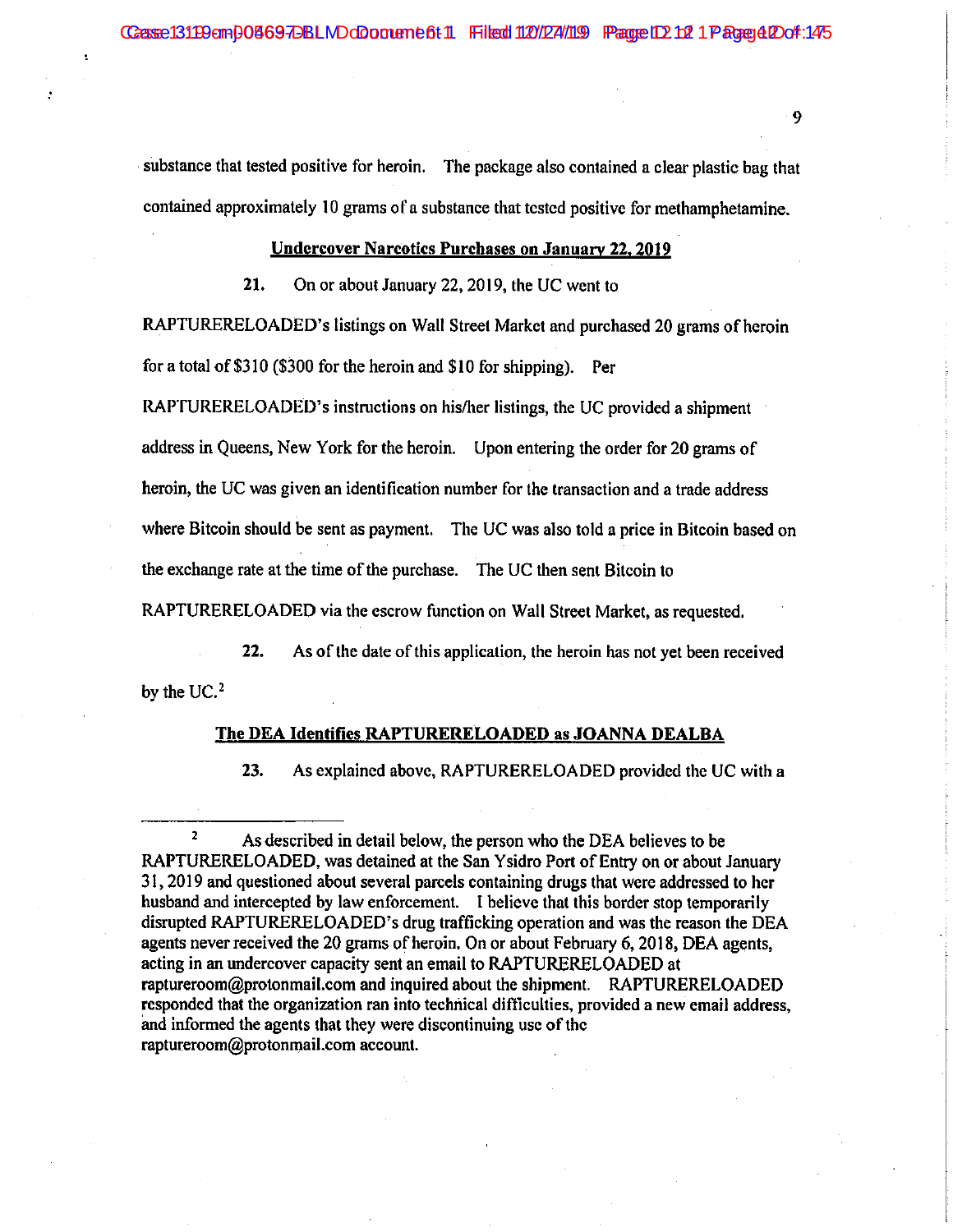substance that tested positive for heroin. The package also contained a clear plastic bag that contained approximately 10 grams of a substance that tested positive for methamphetamine.

## Undercover Narcotics Purchases on January 22, 2019

**21.** On or about January 22, 2019, the UC went to RAPTURERELOADED's listings on Wall Street Market and purchased 20 grams of heroin for a total of $310 ($300 for the heroin and $10 for shipping). Per RAPTURERELOADED's instructions on his/her listings, the UC provided a shipment address in Queens, New York for the heroin. Upon entering the order for 20 grams of heroin, the UC was given an identification number for the transaction and a trade address where Bitcoin should be sent as payment. The UC was also told a price in Bitcoin based on the exchange rate at the time of the purchase. The UC then sent Bitcoin to RAPTURERELOADED via the escrow function on Wall Street Market, as requested.

**22.** As of the date of this application, the heroin has not yet been received by the UC.[2]

## The DEA Identifies RAPTURERELOADED as JOANNA DEALBA

**23.** As explained above, RAPTURERELOADED provided the UC with a

---

[2] As described in detail below, the person who the DEA believes to be RAPTURERELOADED, was detained at the San Ysidro Port of Entry on or about January 31, 2019 and questioned about several parcels containing drugs that were addressed to her husband and intercepted by law enforcement. I believe that this border stop temporarily disrupted RAPTURERELOADED's drug trafficking operation and was the reason the DEA agents never received the 20 grams of heroin. On or about February 6, 2018, DEA agents, acting in an undercover capacity sent an email to RAPTURERELOADED at raptureroom@protonmail.com and inquired about the shipment. RAPTURERELOADED responded that the organization ran into technical difficulties, provided a new email address, and informed the agents that they were discontinuing use of the raptureroom@protonmail.com account.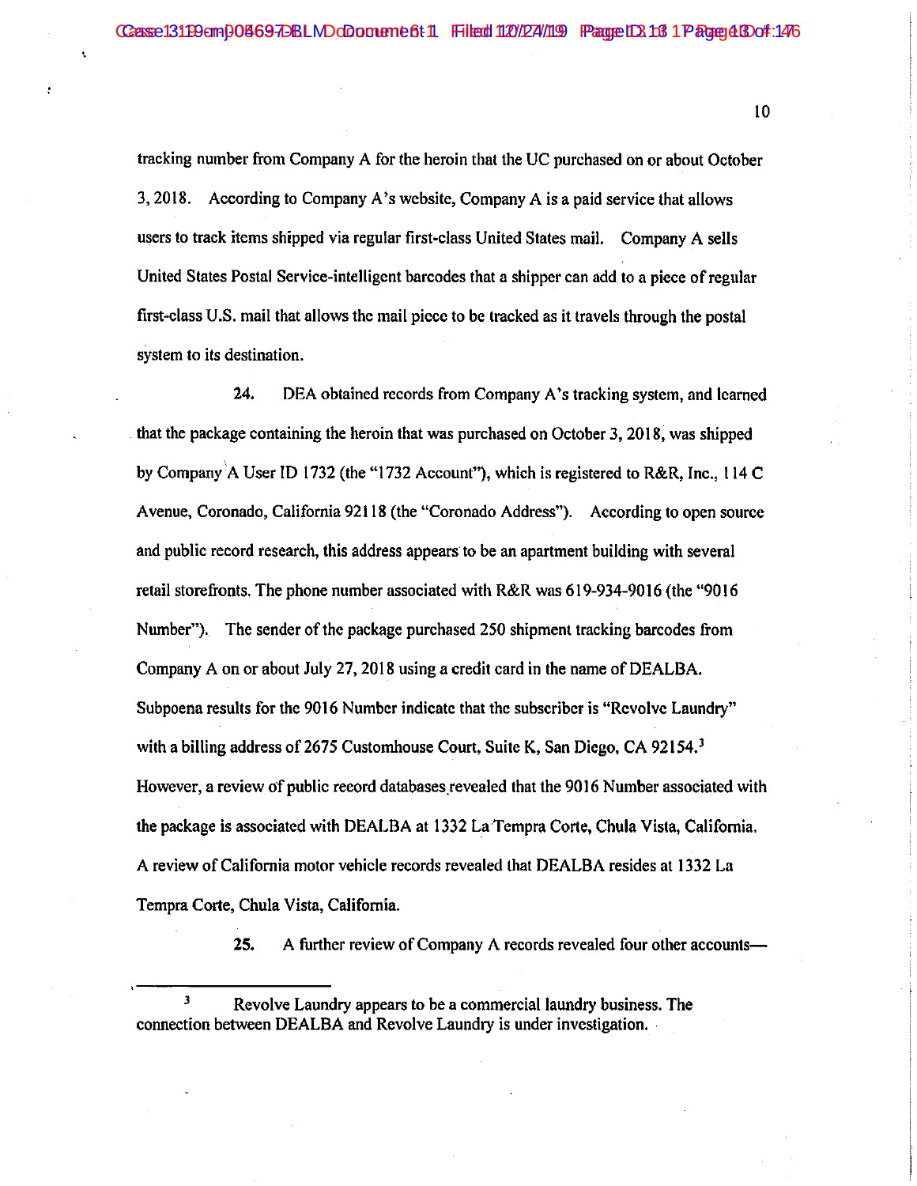tracking number from Company A for the heroin that the UC purchased on or about October 3, 2018. According to Company A's website, Company A is a paid service that allows users to track items shipped via regular first-class United States mail. Company A sells United States Postal Service-intelligent barcodes that a shipper can add to a piece of regular first-class U.S. mail that allows the mail piece to be tracked as it travels through the postal system to its destination.

**24.** DEA obtained records from Company A's tracking system, and learned that the package containing the heroin that was purchased on October 3, 2018, was shipped by Company A User ID 1732 (the "1732 Account"), which is registered to R&R, Inc., 114 C Avenue, Coronado, California 92118 (the "Coronado Address"). According to open source and public record research, this address appears to be an apartment building with several retail storefronts. The phone number associated with R&R was 619-934-9016 (the "9016 Number"). The sender of the package purchased 250 shipment tracking barcodes from Company A on or about July 27, 2018 using a credit card in the name of DEALBA. Subpoena results for the 9016 Number indicate that the subscriber is "Revolve Laundry" with a billing address of 2675 Customhouse Court, Suite K, San Diego, CA 92154.[3] However, a review of public record databases revealed that the 9016 Number associated with the package is associated with DEALBA at 1332 La Tempra Corte, Chula Vista, California. A review of California motor vehicle records revealed that DEALBA resides at 1332 La Tempra Corte, Chula Vista, California.

**25.** A further review of Company A records revealed four other accounts—

[3] Revolve Laundry appears to be a commercial laundry business. The connection between DEALBA and Revolve Laundry is under investigation.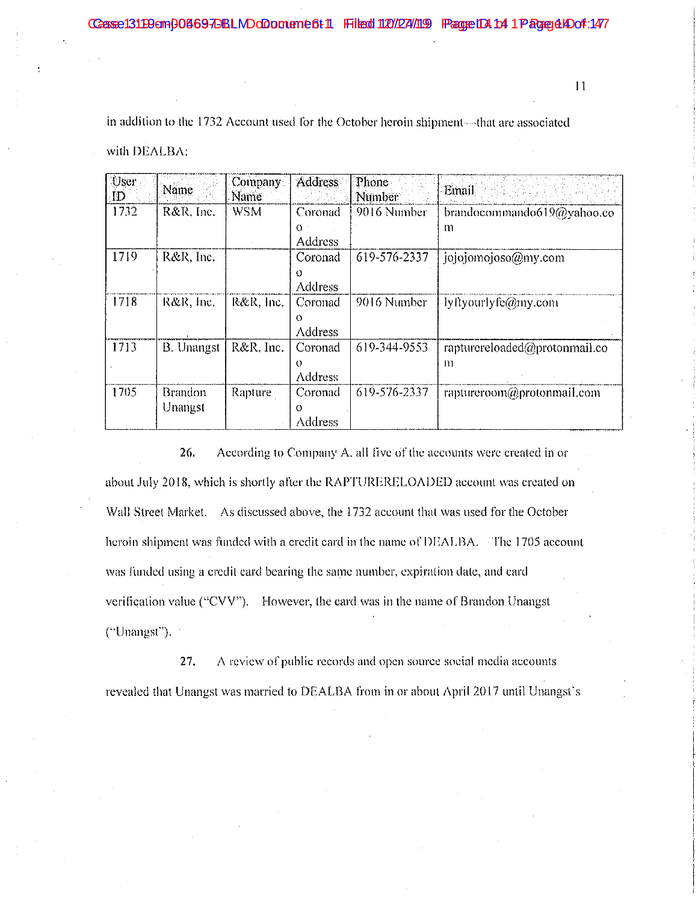in addition to the 1732 Account used for the October heroin shipment—that are associated with DEALBA:

| User ID | Name | Company Name | Address | Phone Number | Email |
|---|---|---|---|---|---|
| 1732 | R&R, Inc. | WSM | Coronado Address | 9016 Number | brandocommando619@yahoo.com |
| 1719 | R&R, Inc. | | Coronado Address | 619-576-2337 | jojojomojoso@my.com |
| 1718 | R&R, Inc. | R&R, Inc. | Coronado Address | 9016 Number | lyftyourlyfe@my.com |
| 1713 | B. Unangst | R&R, Inc. | Coronado Address | 619-344-9553 | raptureloaded@protonmail.com |
| 1705 | Brandon Unangst | Rapture | Coronado Address | 619-576-2337 | raptureroom@protonmail.com |

26. According to Company A, all five of the accounts were created in or about July 2018, which is shortly after the RAPTURERELOADED account was created on Wall Street Market. As discussed above, the 1732 account that was used for the October heroin shipment was funded with a credit card in the name of DEALBA. The 1705 account was funded using a credit card bearing the same number, expiration date, and card verification value ("CVV"). However, the card was in the name of Brandon Unangst ("Unangst").

27. A review of public records and open source social media accounts revealed that Unangst was married to DEALBA from in or about April 2017 until Unangst's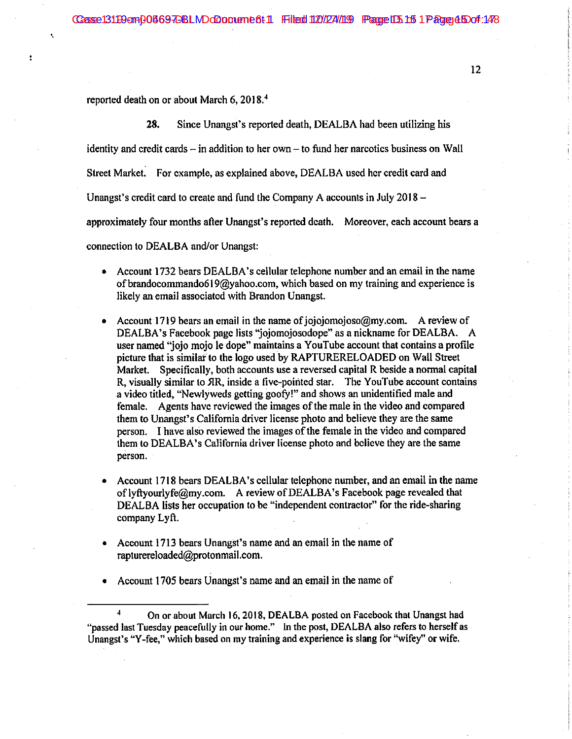reported death on or about March 6, 2018.[4]

**28.** Since Unangst's reported death, DEALBA had been utilizing his identity and credit cards – in addition to her own – to fund her narcotics business on Wall Street Market. For example, as explained above, DEALBA used her credit card and Unangst's credit card to create and fund the Company A accounts in July 2018 – approximately four months after Unangst's reported death. Moreover, each account bears a connection to DEALBA and/or Unangst:

- Account 1732 bears DEALBA's cellular telephone number and an email in the name of brandocommando619@yahoo.com, which based on my training and experience is likely an email associated with Brandon Unangst.

- Account 1719 bears an email in the name of jojojomojoso@my.com. A review of DEALBA's Facebook page lists "jojomojosodope" as a nickname for DEALBA. A user named "jojo mojo le dope" maintains a YouTube account that contains a profile picture that is similar to the logo used by RAPTURERELOADED on Wall Street Market. Specifically, both accounts use a reversed capital R beside a normal capital R, visually similar to ЯR, inside a five-pointed star. The YouTube account contains a video titled, "Newlyweds getting goofy!" and shows an unidentified male and female. Agents have reviewed the images of the male in the video and compared them to Unangst's California driver license photo and believe they are the same person. I have also reviewed the images of the female in the video and compared them to DEALBA's California driver license photo and believe they are the same person.

- Account 1718 bears DEALBA's cellular telephone number, and an email in the name of lyftyourlyfe@my.com. A review of DEALBA's Facebook page revealed that DEALBA lists her occupation to be "independent contractor" for the ride-sharing company Lyft.

- Account 1713 bears Unangst's name and an email in the name of rapturereloaded@protonmail.com.

- Account 1705 bears Unangst's name and an email in the name of

---

[4] On or about March 16, 2018, DEALBA posted on Facebook that Unangst had "passed last Tuesday peacefully in our home." In the post, DEALBA also refers to herself as Unangst's "Y-fee," which based on my training and experience is slang for "wifey" or wife.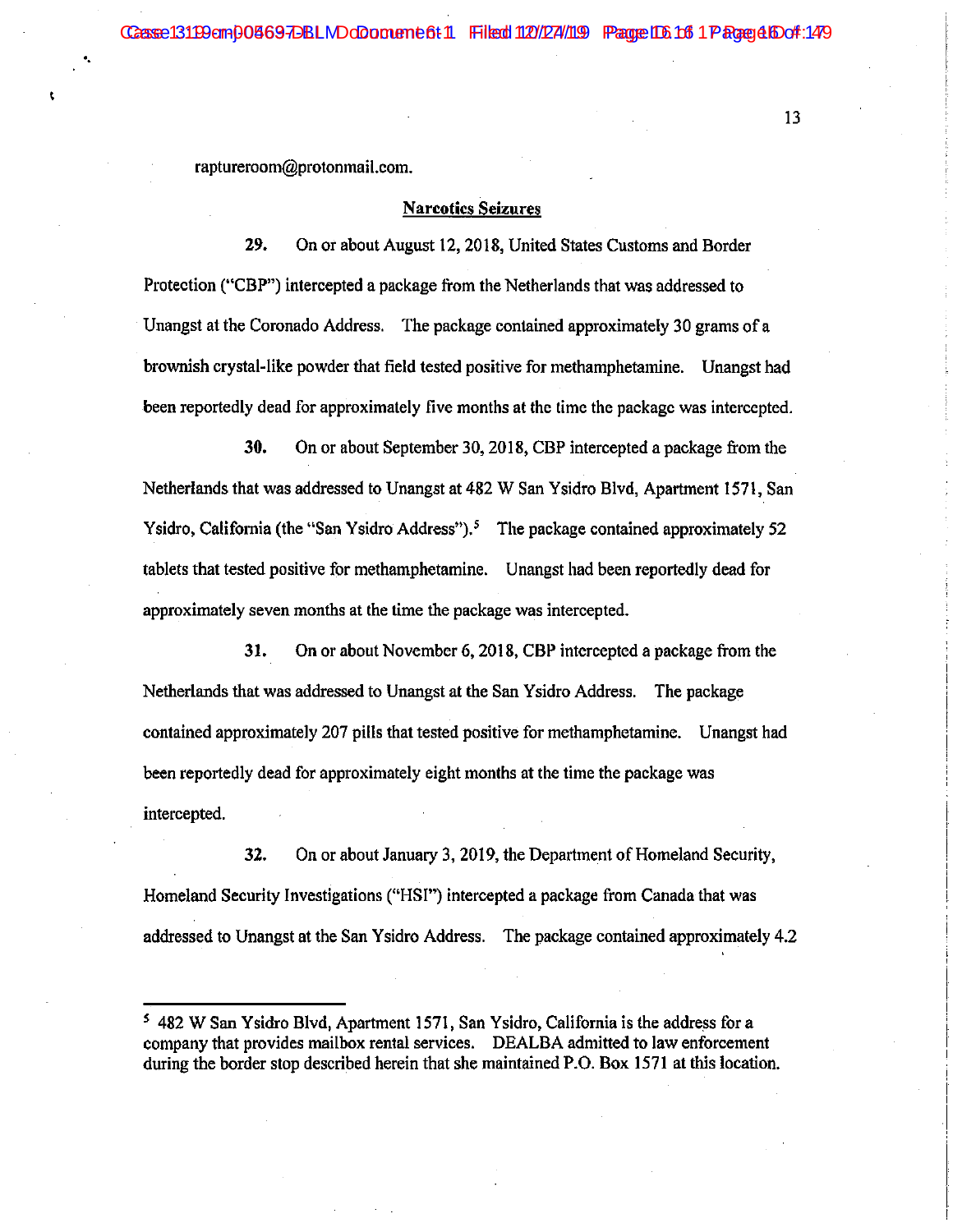raptureroom@protonmail.com.

## Narcotics Seizures

29. On or about August 12, 2018, United States Customs and Border Protection ("CBP") intercepted a package from the Netherlands that was addressed to Unangst at the Coronado Address. The package contained approximately 30 grams of a brownish crystal-like powder that field tested positive for methamphetamine. Unangst had been reportedly dead for approximately five months at the time the package was intercepted.

30. On or about September 30, 2018, CBP intercepted a package from the Netherlands that was addressed to Unangst at 482 W San Ysidro Blvd, Apartment 1571, San Ysidro, California (the "San Ysidro Address").[5] The package contained approximately 52 tablets that tested positive for methamphetamine. Unangst had been reportedly dead for approximately seven months at the time the package was intercepted.

31. On or about November 6, 2018, CBP intercepted a package from the Netherlands that was addressed to Unangst at the San Ysidro Address. The package contained approximately 207 pills that tested positive for methamphetamine. Unangst had been reportedly dead for approximately eight months at the time the package was intercepted.

32. On or about January 3, 2019, the Department of Homeland Security, Homeland Security Investigations ("HSI") intercepted a package from Canada that was addressed to Unangst at the San Ysidro Address. The package contained approximately 4.2

[5] 482 W San Ysidro Blvd, Apartment 1571, San Ysidro, California is the address for a company that provides mailbox rental services. DEALBA admitted to law enforcement during the border stop described herein that she maintained P.O. Box 1571 at this location.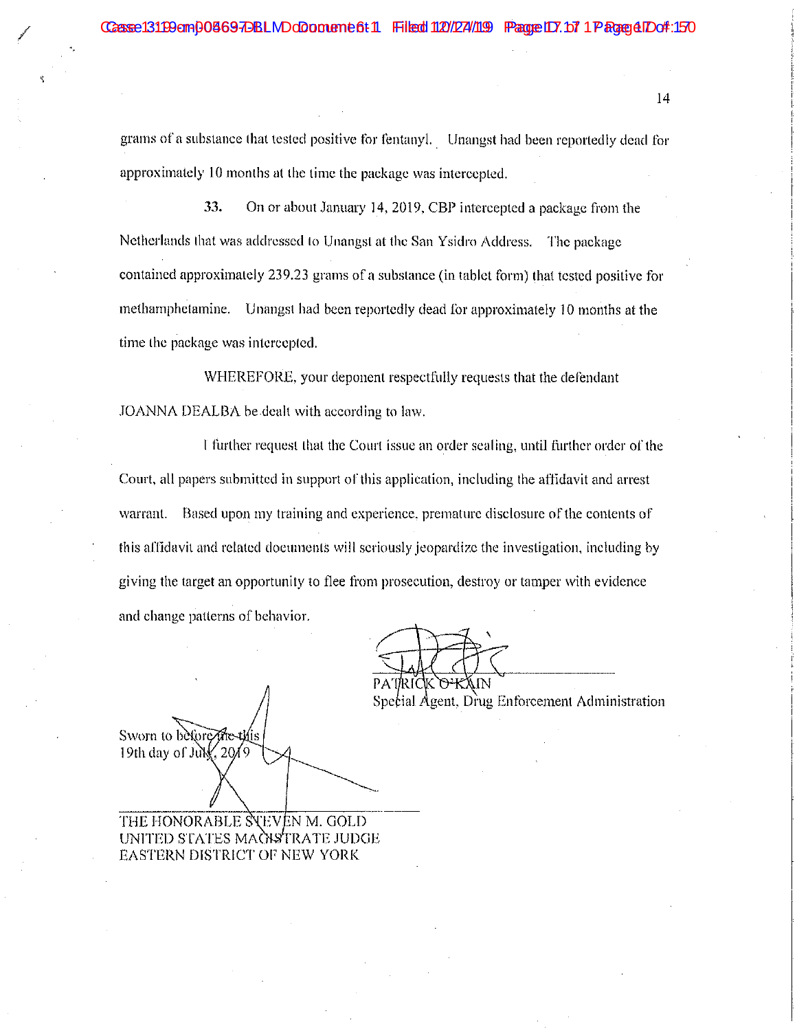grams of a substance that tested positive for fentanyl. Unangst had been reportedly dead for approximately 10 months at the time the package was intercepted.

33. On or about January 14, 2019, CBP intercepted a package from the Netherlands that was addressed to Unangst at the San Ysidro Address. The package contained approximately 239.23 grams of a substance (in tablet form) that tested positive for methamphetamine. Unangst had been reportedly dead for approximately 10 months at the time the package was intercepted.

WHEREFORE, your deponent respectfully requests that the defendant JOANNA DEALBA be dealt with according to law.

I further request that the Court issue an order sealing, until further order of the Court, all papers submitted in support of this application, including the affidavit and arrest warrant. Based upon my training and experience, premature disclosure of the contents of this affidavit and related documents will seriously jeopardize the investigation, including by giving the target an opportunity to flee from prosecution, destroy or tamper with evidence and change patterns of behavior.

PATRICK O'KAIN
Special Agent, Drug Enforcement Administration

Sworn to before me this
19th day of July, 2019

THE HONORABLE STEVEN M. GOLD
UNITED STATES MAGISTRATE JUDGE
EASTERN DISTRICT OF NEW YORK